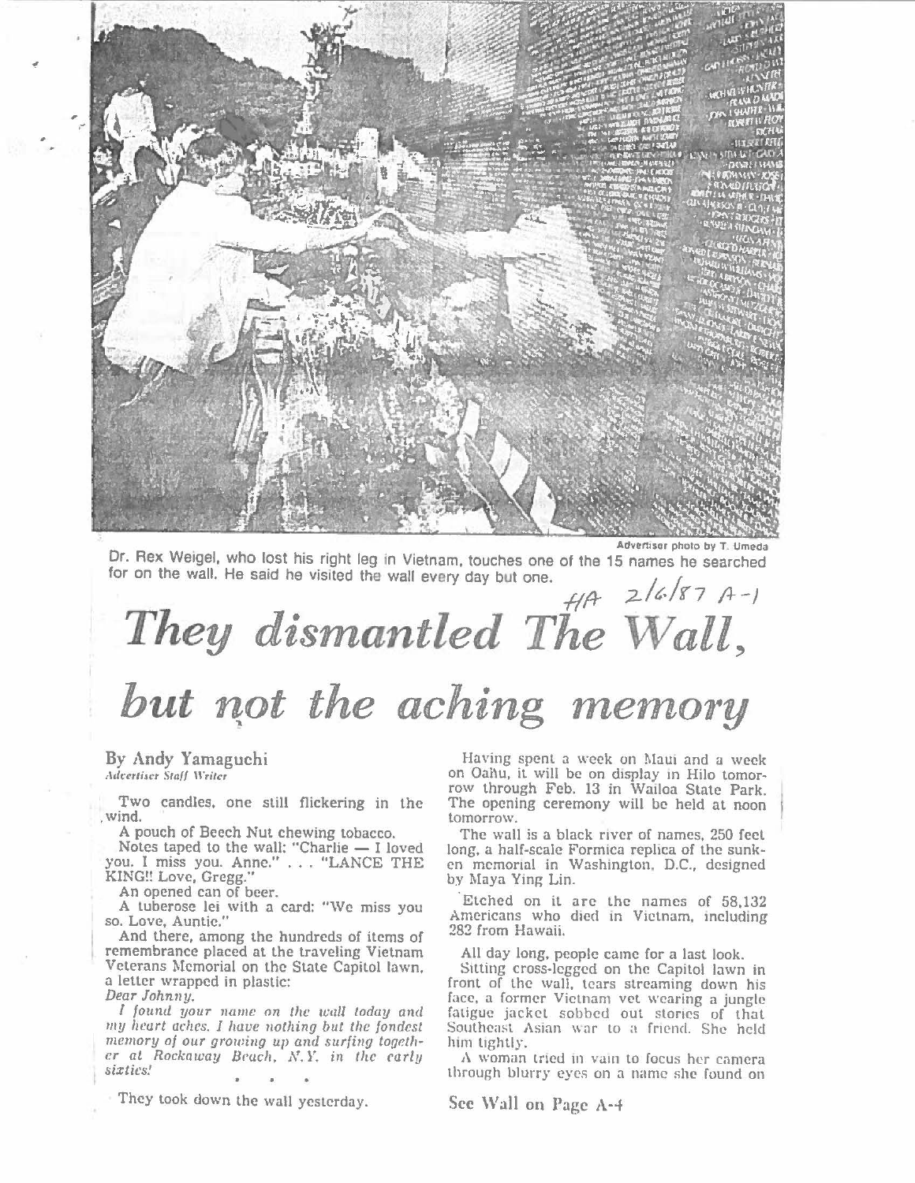Advertiser photo by T. Umeda

Dr. Rex Weigel, who lost his right leg in Vietnam, touches one of the 15 names he searched for on the wall. He said he visited the wall every day but one.

HA 2/6/87 A-1

# They dismantled The Wall, but not the aching memory

By Andy Yamaguchi
*Advertiser Staff Writer*

Two candles, one still flickering in the wind.

A pouch of Beech Nut chewing tobacco.

Notes taped to the wall: "Charlie — I loved you. I miss you. Anne." . . . "LANCE THE KING!! Love, Gregg."

An opened can of beer.

A tuberose lei with a card: "We miss you so. Love, Auntie."

And there, among the hundreds of items of remembrance placed at the traveling Vietnam Veterans Memorial on the State Capitol lawn, a letter wrapped in plastic:

*Dear Johnny.*

*I found your name on the wall today and my heart aches. I have nothing but the fondest memory of our growing up and surfing together at Rockaway Beach, N.Y. in the early sixties!*

\* \* \*

They took down the wall yesterday.

Having spent a week on Maui and a week on Oahu, it will be on display in Hilo tomorrow through Feb. 13 in Wailoa State Park. The opening ceremony will be held at noon tomorrow.

The wall is a black river of names, 250 feet long, a half-scale Formica replica of the sunken memorial in Washington, D.C., designed by Maya Ying Lin.

Etched on it are the names of 58,132 Americans who died in Vietnam, including 282 from Hawaii.

All day long, people came for a last look.

Sitting cross-legged on the Capitol lawn in front of the wall, tears streaming down his face, a former Vietnam vet wearing a jungle fatigue jacket sobbed out stories of that Southeast Asian war to a friend. She held him tightly.

A woman tried in vain to focus her camera through blurry eyes on a name she found on

See Wall on Page A-4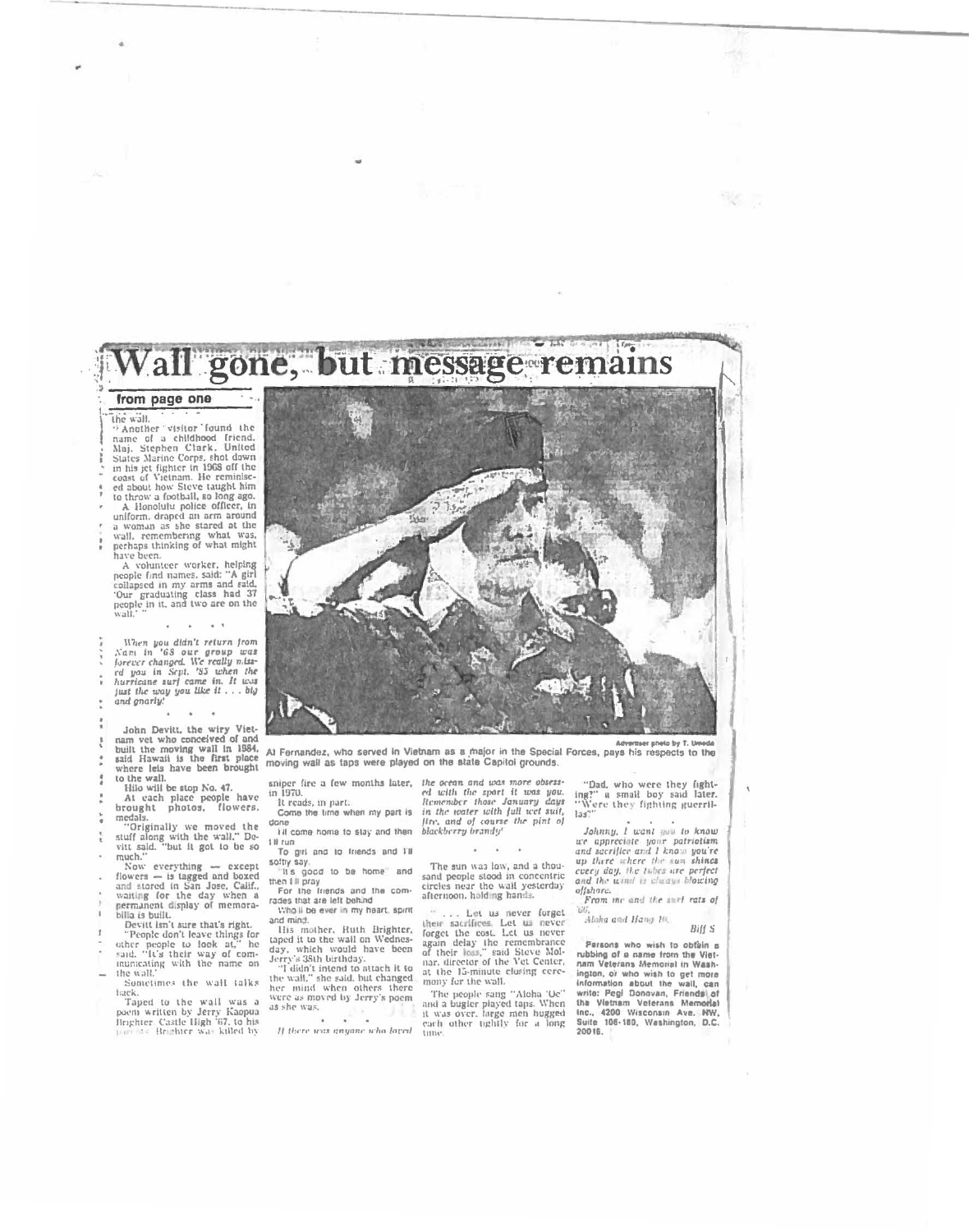# Wall gone, but message remains

**from page one**

the wall.

Another visitor found the name of a childhood friend, Maj. Stephen Clark, United States Marine Corps, shot down in his jet fighter in 1968 off the coast of Vietnam. He reminisced about how Steve taught him to throw a football, so long ago.

A Honolulu police officer, in uniform, draped an arm around a woman as she stared at the wall, remembering what was, perhaps thinking of what might have been.

A volunteer worker, helping people find names, said: "A girl collapsed in my arms and said, 'Our graduating class had 37 people in it, and two are on the wall.' "

\* \* \*

*When you didn't return from Nam in '68 our group was forever changed. We really missed you in Sept. '83 when the hurricane surf came in. It was just the way you like it . . . big and gnarly!*

\* \* \*

John Devitt, the wiry Vietnam vet who conceived of and built the moving wall in 1984, said Hawaii is the first place where leis have been brought to the wall.

Hilo will be stop No. 47.

At each place people have brought photos, flowers, medals.

"Originally we moved the stuff along with the wall," Devitt said, "but it got to be so much."

Now everything — except flowers — is tagged and boxed and stored in San Jose, Calif., waiting for the day when a permanent display of memorabilia is built.

Devitt isn't sure that's right.

"People don't leave things for other people to look at," he said. "It's their way of communicating with the name on the wall."

Sometimes the wall talks back.

Taped to the wall was a poem written by Jerry Kaopua Brighter Castle High '67, to his ... Brighter was killed by sniper fire a few months later, in 1970.

It reads, in part:

Come the time when my part is done

I'll come home to stay and then I'll run

To girl and to friends and I'll softly say,

"It's good to be home" and then I'll pray

For the friends and the comrades that are left behind

Who'll be ever in my heart, spirit and mind.

His mother, Ruth Brighter, taped it to the wall on Wednesday, which would have been Jerry's 38th birthday.

"I didn't intend to attach it to the wall," she said, but changed her mind when others there were as moved by Jerry's poem as she was.

\* \* \*

*If there was anyone who loved the ocean and was more obsessed with the sport it was you. Remember those January days in the water with full wet suit, fire, and of course the pint of blackberry brandy!*

\* \* \*

The sun was low, and a thousand people stood in concentric circles near the wall yesterday afternoon, holding hands.

". . . Let us never forget their sacrifices. Let us never forget the cost. Let us never again delay the remembrance of their loss," said Steve Molnar, director of the Vet Center, at the 15-minute closing ceremony for the wall.

The people sang "Aloha 'Oe" and a bugler played taps. When it was over, large men hugged each other tightly for a long time.

"Dad, who were they fighting?" a small boy said later. "Were they fighting guerrillas?"

\* \* \*

*Johnny, I want you to know we appreciate your patriotism and sacrifice and I know you're up there where the sun shines every day, the tubes are perfect and the wind is always blowing offshore.*

*From me and the surf rats of '66,*

*Aloha and Hang 10,*

*Biff S*

**Persons who wish to obtain a rubbing of a name from the Vietnam Veterans Memorial in Washington, or who wish to get more information about the wall, can write: Pegi Donovan, Friends of the Vietnam Veterans Memorial Inc., 4200 Wisconsin Ave. NW, Suite 106-180, Washington, D.C. 20016.**

Advertiser photo by T. Umeda

Al Fernandez, who served in Vietnam as a major in the Special Forces, pays his respects to the moving wall as taps were played on the state Capitol grounds.